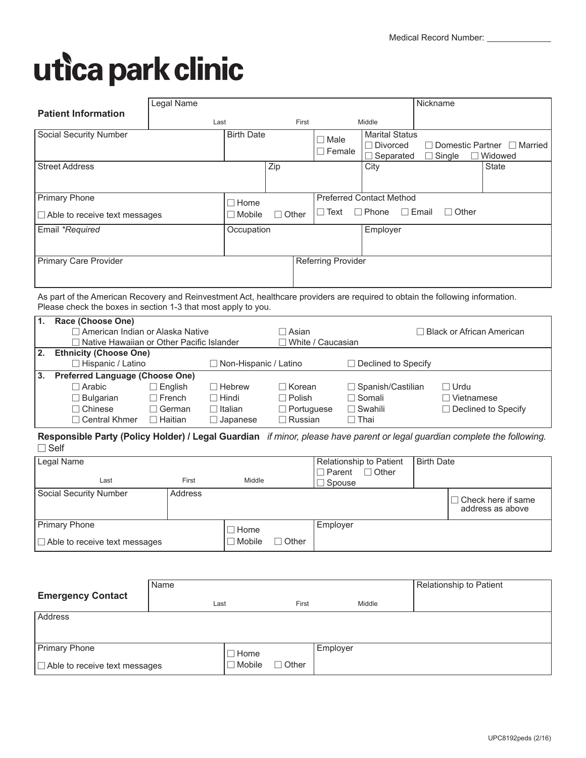Medical Record Number: ______________

# utica park clinic

| **Patient Information** | Legal Name<br>Last / First / Middle | | | | Nickname |
|---|---|---|---|---|---|
| Social Security Number | Birth Date | ☐ Male<br>☐ Female | Marital Status<br>☐ Divorced ☐ Domestic Partner ☐ Married<br>☐ Separated ☐ Single ☐ Widowed | | |
| Street Address | Zip | | City | | State |
| Primary Phone<br>☐ Able to receive text messages | ☐ Home<br>☐ Mobile ☐ Other | Preferred Contact Method<br>☐ Text ☐ Phone ☐ Email ☐ Other | | | |
| Email *Required* | Occupation | | Employer | | |
| Primary Care Provider | | Referring Provider | | | |

As part of the American Recovery and Reinvestment Act, healthcare providers are required to obtain the following information. Please check the boxes in section 1-3 that most apply to you.

**1. Race (Choose One)**
- ☐ American Indian or Alaska Native
- ☐ Asian
- ☐ Black or African American
- ☐ Native Hawaiian or Other Pacific Islander
- ☐ White / Caucasian

**2. Ethnicity (Choose One)**
- ☐ Hispanic / Latino
- ☐ Non-Hispanic / Latino
- ☐ Declined to Specify

**3. Preferred Language (Choose One)**

| | | | | | |
|---|---|---|---|---|---|
| ☐ Arabic | ☐ English | ☐ Hebrew | ☐ Korean | ☐ Spanish/Castilian | ☐ Urdu |
| ☐ Bulgarian | ☐ French | ☐ Hindi | ☐ Polish | ☐ Somali | ☐ Vietnamese |
| ☐ Chinese | ☐ German | ☐ Italian | ☐ Portuguese | ☐ Swahili | ☐ Declined to Specify |
| ☐ Central Khmer | ☐ Haitian | ☐ Japanese | ☐ Russian | ☐ Thai | |

**Responsible Party (Policy Holder) / Legal Guardian** *if minor, please have parent or legal guardian complete the following.*

☐ Self

| Legal Name<br>Last / First / Middle | | | Relationship to Patient<br>☐ Parent ☐ Other<br>☐ Spouse | Birth Date |
|---|---|---|---|---|
| Social Security Number | Address | | | ☐ Check here if same address as above |
| Primary Phone<br>☐ Able to receive text messages | ☐ Home<br>☐ Mobile ☐ Other | Employer | | |

| **Emergency Contact** | Name<br>Last / First / Middle | | Relationship to Patient |
|---|---|---|---|
| Address | | | |
| Primary Phone<br>☐ Able to receive text messages | ☐ Home<br>☐ Mobile ☐ Other | Employer | |

UPC8192peds (2/16)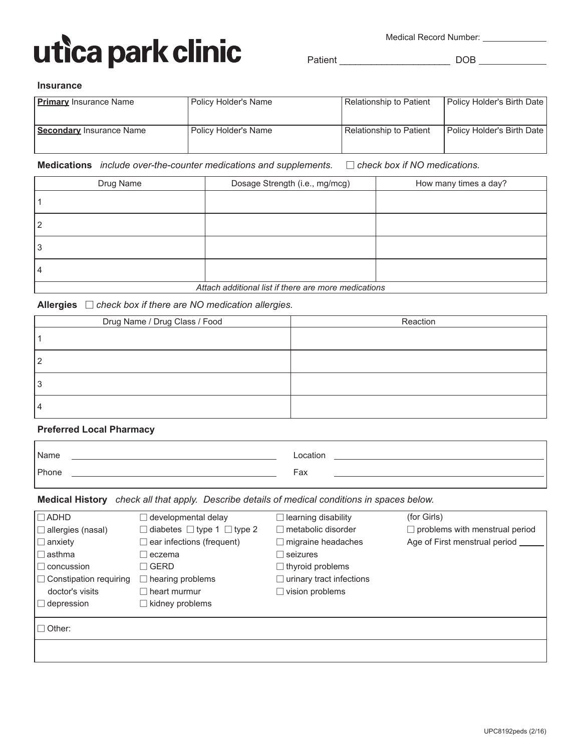# utica park clinic

Medical Record Number: ____________

Patient ____________________ DOB ____________

### Insurance

| **Primary** Insurance Name | Policy Holder's Name | Relationship to Patient | Policy Holder's Birth Date |
|---|---|---|---|
| **Secondary** Insurance Name | Policy Holder's Name | Relationship to Patient | Policy Holder's Birth Date |

**Medications** *include over-the-counter medications and supplements.* ☐ *check box if NO medications.*

| Drug Name | Dosage Strength (i.e., mg/mcg) | How many times a day? |
|---|---|---|
| 1 | | |
| 2 | | |
| 3 | | |
| 4 | | |
| *Attach additional list if there are more medications* | | |

**Allergies** ☐ *check box if there are NO medication allergies.*

| Drug Name / Drug Class / Food | Reaction |
|---|---|
| 1 | |
| 2 | |
| 3 | |
| 4 | |

### Preferred Local Pharmacy

Name ______________________ Location ______________________

Phone ______________________ Fax ______________________

**Medical History** *check all that apply. Describe details of medical conditions in spaces below.*

| | | | |
|---|---|---|---|
| ☐ ADHD | ☐ developmental delay | ☐ learning disability | (for Girls) |
| ☐ allergies (nasal) | ☐ diabetes ☐ type 1 ☐ type 2 | ☐ metabolic disorder | ☐ problems with menstrual period |
| ☐ anxiety | ☐ ear infections (frequent) | ☐ migraine headaches | Age of First menstrual period _____ |
| ☐ asthma | ☐ eczema | ☐ seizures | |
| ☐ concussion | ☐ GERD | ☐ thyroid problems | |
| ☐ Constipation requiring doctor's visits | ☐ hearing problems | ☐ urinary tract infections | |
| | ☐ heart murmur | ☐ vision problems | |
| ☐ depression | ☐ kidney problems | | |

☐ Other:

UPC8192peds (2/16)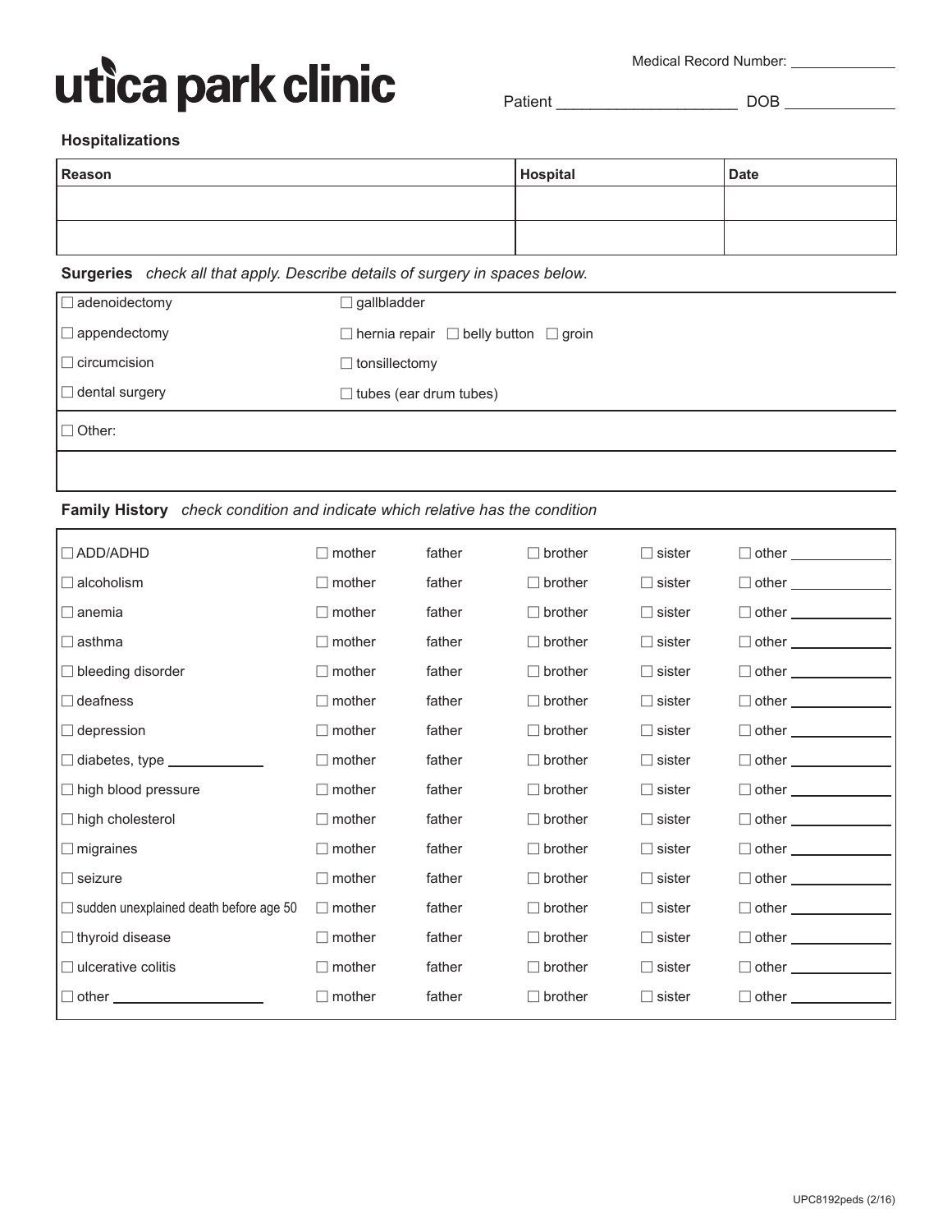# utica park clinic

Medical Record Number: ____________

Patient ____________________ DOB ____________

### Hospitalizations

| Reason | Hospital | Date |
|---|---|---|
| | | |
| | | |

**Surgeries** *check all that apply. Describe details of surgery in spaces below.*

| | |
|---|---|
| ☐ adenoidectomy | ☐ gallbladder |
| ☐ appendectomy | ☐ hernia repair ☐ belly button ☐ groin |
| ☐ circumcision | ☐ tonsillectomy |
| ☐ dental surgery | ☐ tubes (ear drum tubes) |

☐ Other:

**Family History** *check condition and indicate which relative has the condition*

| | | | | | |
|---|---|---|---|---|---|
| ☐ ADD/ADHD | ☐ mother | father | ☐ brother | ☐ sister | ☐ other ____________ |
| ☐ alcoholism | ☐ mother | father | ☐ brother | ☐ sister | ☐ other ____________ |
| ☐ anemia | ☐ mother | father | ☐ brother | ☐ sister | ☐ other ____________ |
| ☐ asthma | ☐ mother | father | ☐ brother | ☐ sister | ☐ other ____________ |
| ☐ bleeding disorder | ☐ mother | father | ☐ brother | ☐ sister | ☐ other ____________ |
| ☐ deafness | ☐ mother | father | ☐ brother | ☐ sister | ☐ other ____________ |
| ☐ depression | ☐ mother | father | ☐ brother | ☐ sister | ☐ other ____________ |
| ☐ diabetes, type ____________ | ☐ mother | father | ☐ brother | ☐ sister | ☐ other ____________ |
| ☐ high blood pressure | ☐ mother | father | ☐ brother | ☐ sister | ☐ other ____________ |
| ☐ high cholesterol | ☐ mother | father | ☐ brother | ☐ sister | ☐ other ____________ |
| ☐ migraines | ☐ mother | father | ☐ brother | ☐ sister | ☐ other ____________ |
| ☐ seizure | ☐ mother | father | ☐ brother | ☐ sister | ☐ other ____________ |
| ☐ sudden unexplained death before age 50 | ☐ mother | father | ☐ brother | ☐ sister | ☐ other ____________ |
| ☐ thyroid disease | ☐ mother | father | ☐ brother | ☐ sister | ☐ other ____________ |
| ☐ ulcerative colitis | ☐ mother | father | ☐ brother | ☐ sister | ☐ other ____________ |
| ☐ other ____________________ | ☐ mother | father | ☐ brother | ☐ sister | ☐ other ____________ |

UPC8192peds (2/16)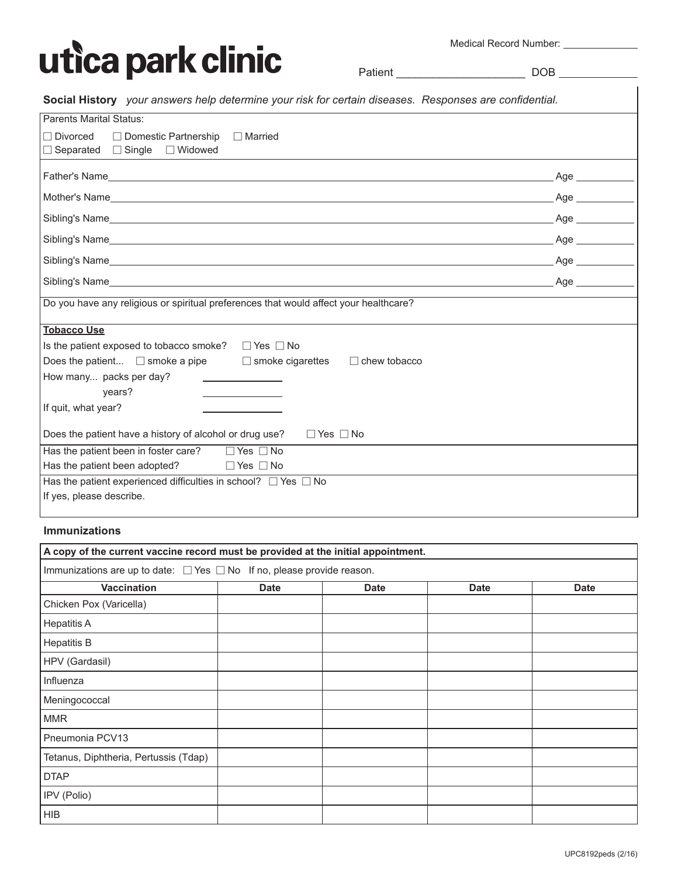# utica park clinic

Medical Record Number: ____________

Patient ____________________ DOB ____________

**Social History** *your answers help determine your risk for certain diseases. Responses are confidential.*

Parents Marital Status:

☐ Divorced ☐ Domestic Partnership ☐ Married
☐ Separated ☐ Single ☐ Widowed

Father's Name____________________________________________ Age __________

Mother's Name____________________________________________ Age __________

Sibling's Name____________________________________________ Age __________

Sibling's Name____________________________________________ Age __________

Sibling's Name____________________________________________ Age __________

Sibling's Name____________________________________________ Age __________

Do you have any religious or spiritual preferences that would affect your healthcare?

**Tobacco Use**

Is the patient exposed to tobacco smoke? ☐ Yes ☐ No

Does the patient... ☐ smoke a pipe ☐ smoke cigarettes ☐ chew tobacco

How many... packs per day? ____________

years? ____________

If quit, what year? ____________

Does the patient have a history of alcohol or drug use? ☐ Yes ☐ No

Has the patient been in foster care? ☐ Yes ☐ No

Has the patient been adopted? ☐ Yes ☐ No

Has the patient experienced difficulties in school? ☐ Yes ☐ No

If yes, please describe.

## Immunizations

**A copy of the current vaccine record must be provided at the initial appointment.**

Immunizations are up to date: ☐ Yes ☐ No If no, please provide reason.

| Vaccination | Date | Date | Date | Date |
|---|---|---|---|---|
| Chicken Pox (Varicella) | | | | |
| Hepatitis A | | | | |
| Hepatitis B | | | | |
| HPV (Gardasil) | | | | |
| Influenza | | | | |
| Meningococcal | | | | |
| MMR | | | | |
| Pneumonia PCV13 | | | | |
| Tetanus, Diphtheria, Pertussis (Tdap) | | | | |
| DTAP | | | | |
| IPV (Polio) | | | | |
| HIB | | | | |

UPC8192peds (2/16)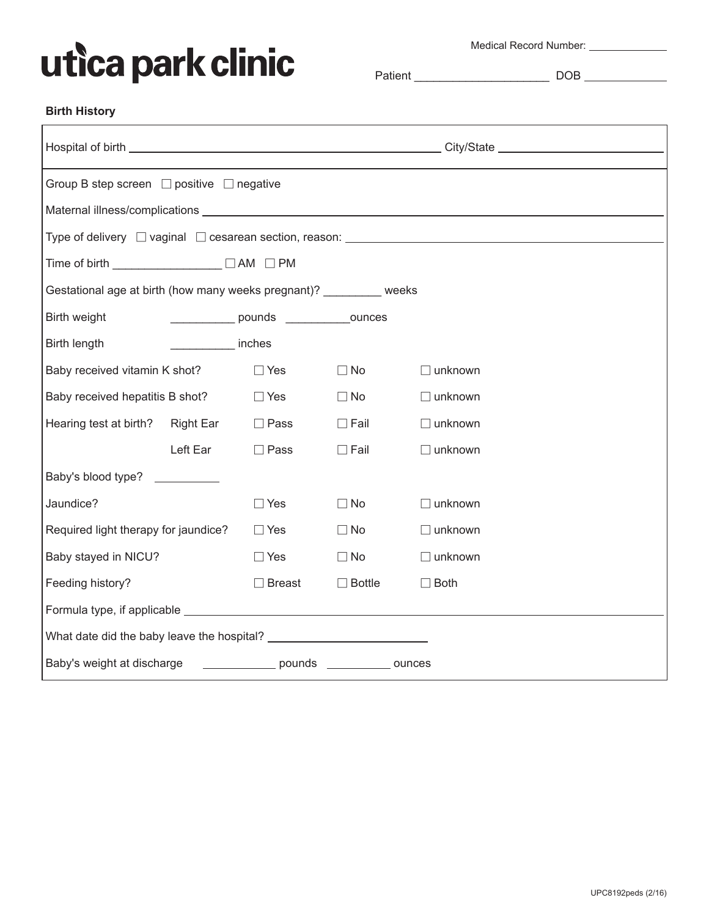# utica park clinic

Medical Record Number: ____________

Patient ____________________ DOB ____________

**Birth History**

Hospital of birth ______________________________ City/State ____________________

Group B step screen ☐ positive ☐ negative

Maternal illness/complications ______________________________________________

Type of delivery ☐ vaginal ☐ cesarean section, reason: ______________________________

Time of birth ________________ ☐ AM ☐ PM

Gestational age at birth (how many weeks pregnant)? _________ weeks

Birth weight __________ pounds __________ ounces

Birth length __________ inches

| | | | | |
|---|---|---|---|---|
| Baby received vitamin K shot? | | ☐ Yes | ☐ No | ☐ unknown |
| Baby received hepatitis B shot? | | ☐ Yes | ☐ No | ☐ unknown |
| Hearing test at birth? | Right Ear | ☐ Pass | ☐ Fail | ☐ unknown |
| | Left Ear | ☐ Pass | ☐ Fail | ☐ unknown |

Baby's blood type? __________

| | | | |
|---|---|---|---|
| Jaundice? | ☐ Yes | ☐ No | ☐ unknown |
| Required light therapy for jaundice? | ☐ Yes | ☐ No | ☐ unknown |
| Baby stayed in NICU? | ☐ Yes | ☐ No | ☐ unknown |
| Feeding history? | ☐ Breast | ☐ Bottle | ☐ Both |

Formula type, if applicable ______________________________________________

What date did the baby leave the hospital? ________________________

Baby's weight at discharge ___________ pounds __________ ounces

UPC8192peds (2/16)